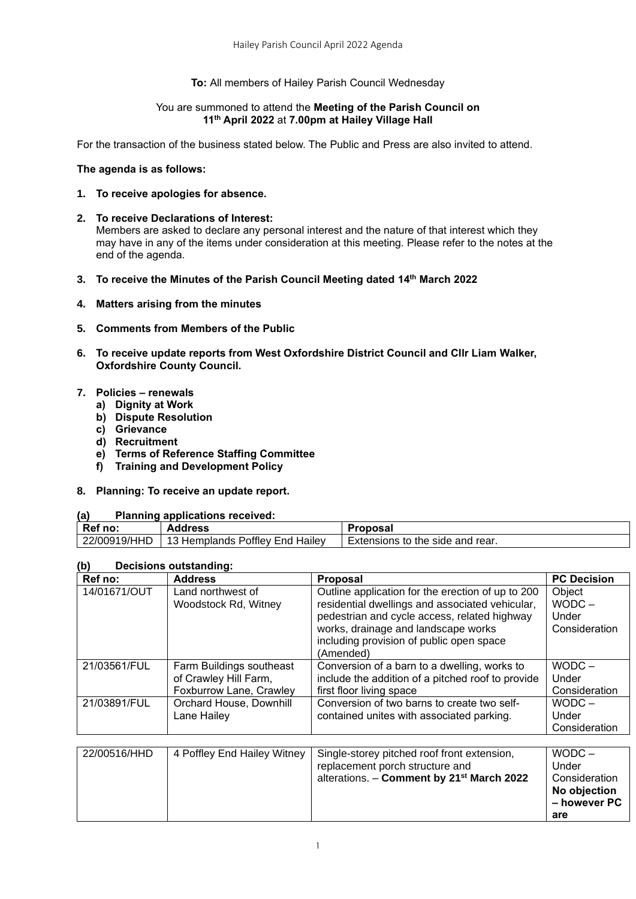**To:** All members of Hailey Parish Council Wednesday

You are summoned to attend the **Meeting of the Parish Council on 11th April 2022** at **7.00pm at Hailey Village Hall**

For the transaction of the business stated below. The Public and Press are also invited to attend.

**The agenda is as follows:**

1. **To receive apologies for absence.**

2. **To receive Declarations of Interest:**
   Members are asked to declare any personal interest and the nature of that interest which they may have in any of the items under consideration at this meeting. Please refer to the notes at the end of the agenda.

3. **To receive the Minutes of the Parish Council Meeting dated 14th March 2022**

4. **Matters arising from the minutes**

5. **Comments from Members of the Public**

6. **To receive update reports from West Oxfordshire District Council and Cllr Liam Walker, Oxfordshire County Council.**

7. **Policies – renewals**
   a) **Dignity at Work**
   b) **Dispute Resolution**
   c) **Grievance**
   d) **Recruitment**
   e) **Terms of Reference Staffing Committee**
   f) **Training and Development Policy**

8. **Planning: To receive an update report.**

**(a) Planning applications received:**

| Ref no: | Address | Proposal |
|---|---|---|
| 22/00919/HHD | 13 Hemplands Poffley End Hailey | Extensions to the side and rear. |

**(b) Decisions outstanding:**

| Ref no: | Address | Proposal | PC Decision |
|---|---|---|---|
| 14/01671/OUT | Land northwest of Woodstock Rd, Witney | Outline application for the erection of up to 200 residential dwellings and associated vehicular, pedestrian and cycle access, related highway works, drainage and landscape works including provision of public open space (Amended) | Object WODC – Under Consideration |
| 21/03561/FUL | Farm Buildings southeast of Crawley Hill Farm, Foxburrow Lane, Crawley | Conversion of a barn to a dwelling, works to include the addition of a pitched roof to provide first floor living space | WODC – Under Consideration |
| 21/03891/FUL | Orchard House, Downhill Lane Hailey | Conversion of two barns to create two self-contained unites with associated parking. | WODC – Under Consideration |
| 22/00516/HHD | 4 Poffley End Hailey Witney | Single-storey pitched roof front extension, replacement porch structure and alterations. – **Comment by 21st March 2022** | WODC – Under Consideration **No objection – however PC are** |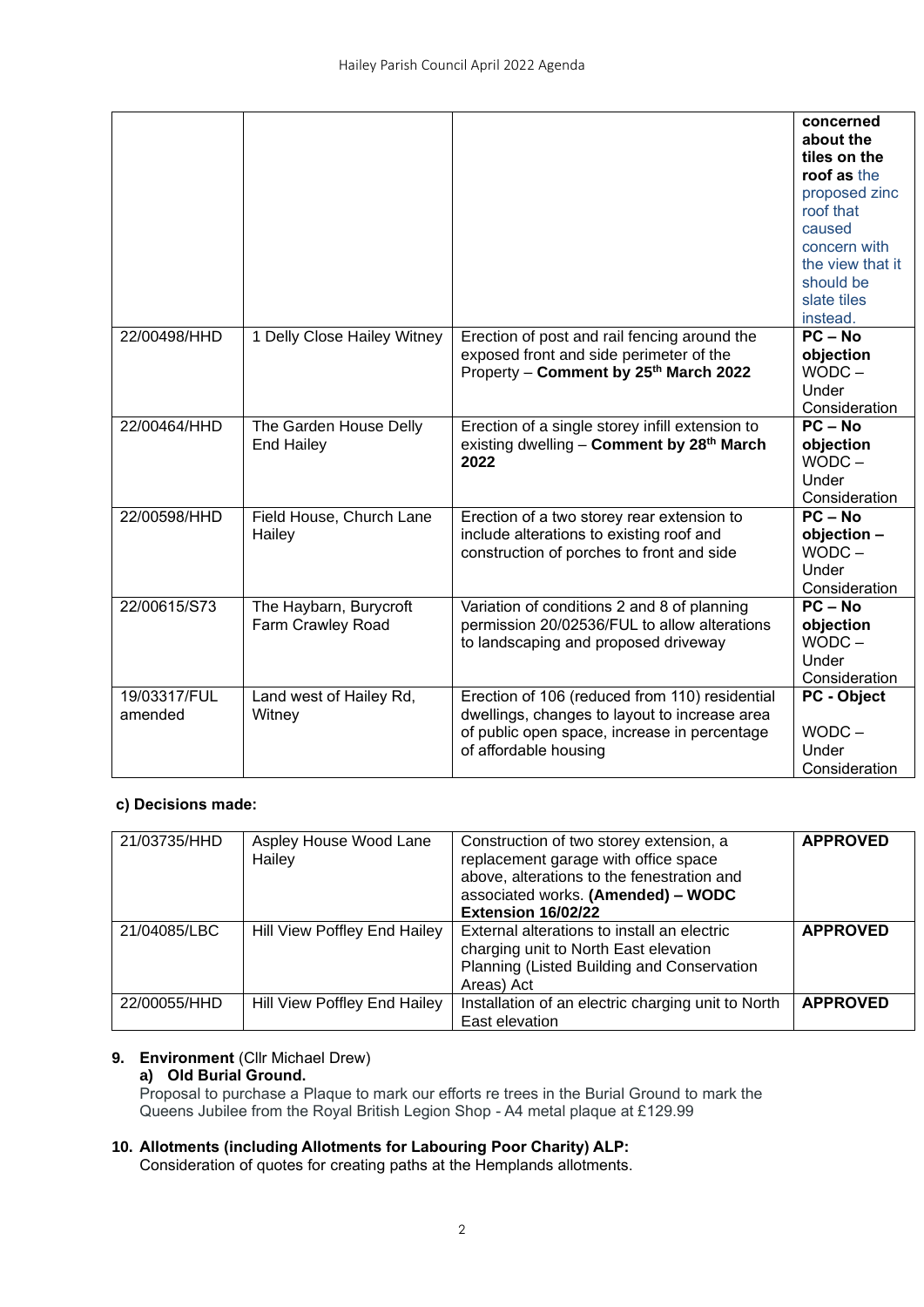| | | | **concerned about the tiles on the roof as** the proposed zinc roof that caused concern with the view that it should be slate tiles instead. |
|---|---|---|---|
| 22/00498/HHD | 1 Delly Close Hailey Witney | Erection of post and rail fencing around the exposed front and side perimeter of the Property – **Comment by 25th March 2022** | **PC – No objection** WODC – Under Consideration |
| 22/00464/HHD | The Garden House Delly End Hailey | Erection of a single storey infill extension to existing dwelling – **Comment by 28th March 2022** | **PC – No objection** WODC – Under Consideration |
| 22/00598/HHD | Field House, Church Lane Hailey | Erection of a two storey rear extension to include alterations to existing roof and construction of porches to front and side | **PC – No objection –** WODC – Under Consideration |
| 22/00615/S73 | The Haybarn, Burycroft Farm Crawley Road | Variation of conditions 2 and 8 of planning permission 20/02536/FUL to allow alterations to landscaping and proposed driveway | **PC – No objection** WODC – Under Consideration |
| 19/03317/FUL amended | Land west of Hailey Rd, Witney | Erection of 106 (reduced from 110) residential dwellings, changes to layout to increase area of public open space, increase in percentage of affordable housing | **PC - Object** WODC – Under Consideration |

**c) Decisions made:**

| | | | |
|---|---|---|---|
| 21/03735/HHD | Aspley House Wood Lane Hailey | Construction of two storey extension, a replacement garage with office space above, alterations to the fenestration and associated works. **(Amended) – WODC Extension 16/02/22** | **APPROVED** |
| 21/04085/LBC | Hill View Poffley End Hailey | External alterations to install an electric charging unit to North East elevation Planning (Listed Building and Conservation Areas) Act | **APPROVED** |
| 22/00055/HHD | Hill View Poffley End Hailey | Installation of an electric charging unit to North East elevation | **APPROVED** |

9. **Environment** (Cllr Michael Drew)
   **a) Old Burial Ground.**
   Proposal to purchase a Plaque to mark our efforts re trees in the Burial Ground to mark the Queens Jubilee from the Royal British Legion Shop - A4 metal plaque at £129.99

10. **Allotments (including Allotments for Labouring Poor Charity) ALP:**
    Consideration of quotes for creating paths at the Hemplands allotments.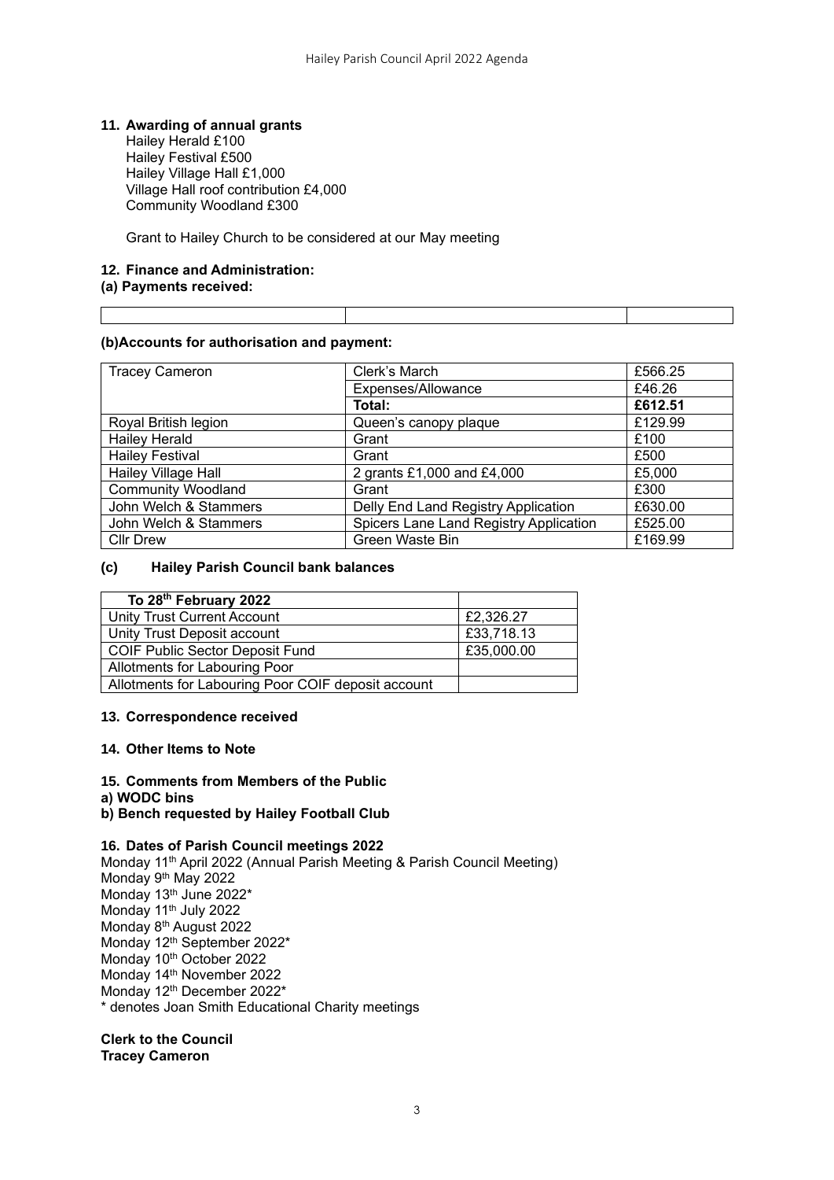**11. Awarding of annual grants**

Hailey Herald £100
Hailey Festival £500
Hailey Village Hall £1,000
Village Hall roof contribution £4,000
Community Woodland £300

Grant to Hailey Church to be considered at our May meeting

**12. Finance and Administration:**

**(a) Payments received:**

| | | |
|---|---|---|

**(b)Accounts for authorisation and payment:**

| | | |
|---|---|---|
| Tracey Cameron | Clerk's March | £566.25 |
| | Expenses/Allowance | £46.26 |
| | **Total:** | **£612.51** |
| Royal British legion | Queen's canopy plaque | £129.99 |
| Hailey Herald | Grant | £100 |
| Hailey Festival | Grant | £500 |
| Hailey Village Hall | 2 grants £1,000 and £4,000 | £5,000 |
| Community Woodland | Grant | £300 |
| John Welch & Stammers | Delly End Land Registry Application | £630.00 |
| John Welch & Stammers | Spicers Lane Land Registry Application | £525.00 |
| Cllr Drew | Green Waste Bin | £169.99 |

**(c) Hailey Parish Council bank balances**

| **To 28th February 2022** | |
|---|---|
| Unity Trust Current Account | £2,326.27 |
| Unity Trust Deposit account | £33,718.13 |
| COIF Public Sector Deposit Fund | £35,000.00 |
| Allotments for Labouring Poor | |
| Allotments for Labouring Poor COIF deposit account | |

**13. Correspondence received**

**14. Other Items to Note**

**15. Comments from Members of the Public**

**a) WODC bins**

**b) Bench requested by Hailey Football Club**

**16. Dates of Parish Council meetings 2022**

Monday 11th April 2022 (Annual Parish Meeting & Parish Council Meeting)
Monday 9th May 2022
Monday 13th June 2022*
Monday 11th July 2022
Monday 8th August 2022
Monday 12th September 2022*
Monday 10th October 2022
Monday 14th November 2022
Monday 12th December 2022*
* denotes Joan Smith Educational Charity meetings

**Clerk to the Council**
**Tracey Cameron**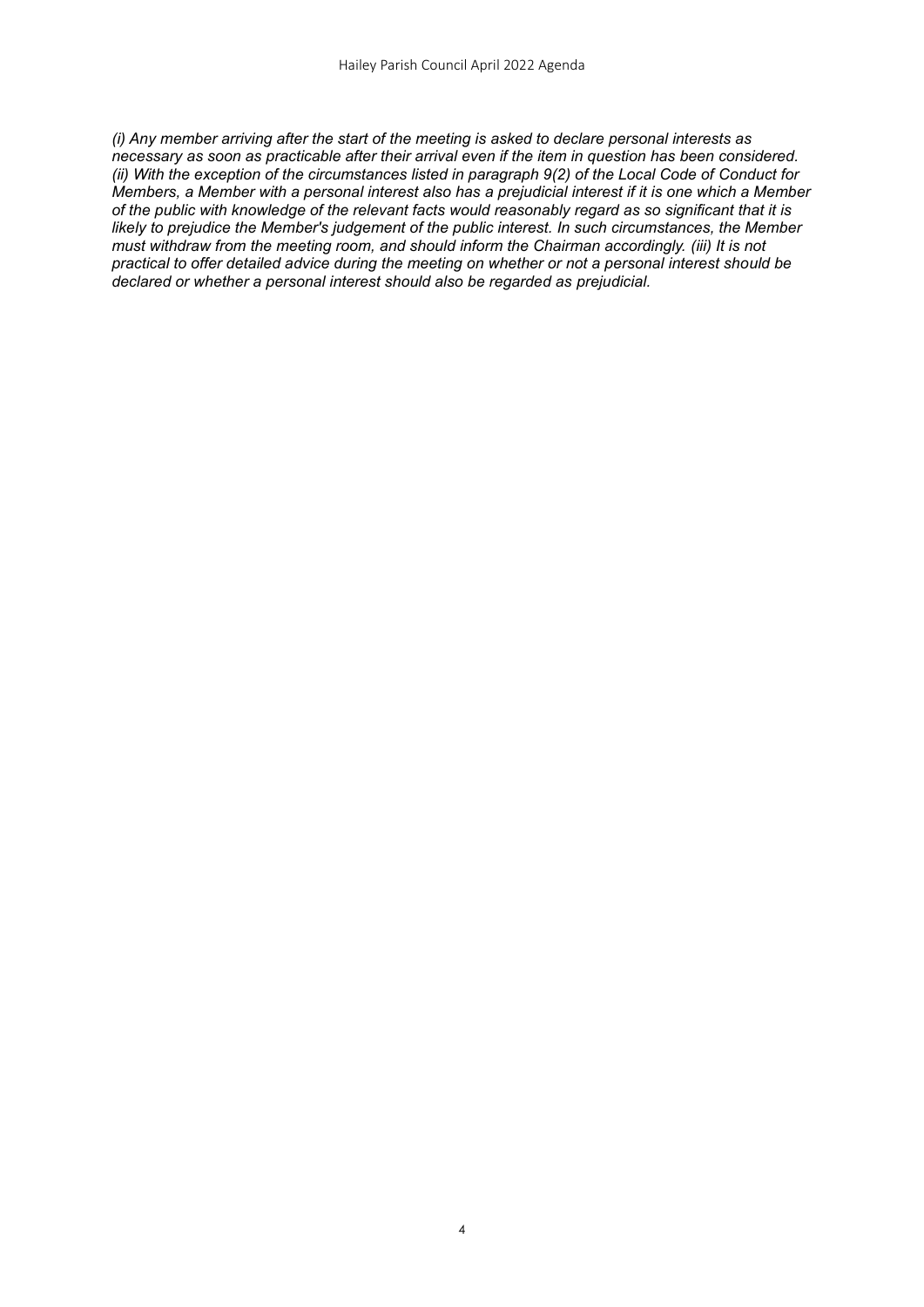*(i) Any member arriving after the start of the meeting is asked to declare personal interests as necessary as soon as practicable after their arrival even if the item in question has been considered. (ii) With the exception of the circumstances listed in paragraph 9(2) of the Local Code of Conduct for Members, a Member with a personal interest also has a prejudicial interest if it is one which a Member of the public with knowledge of the relevant facts would reasonably regard as so significant that it is likely to prejudice the Member's judgement of the public interest. In such circumstances, the Member must withdraw from the meeting room, and should inform the Chairman accordingly. (iii) It is not practical to offer detailed advice during the meeting on whether or not a personal interest should be declared or whether a personal interest should also be regarded as prejudicial.*